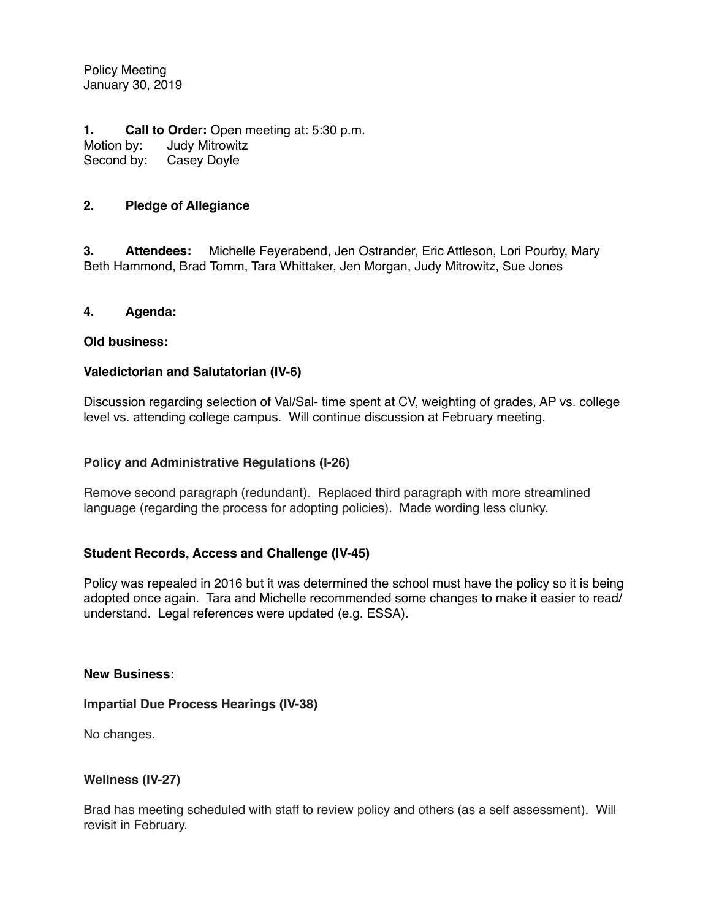Policy Meeting
January 30, 2019

**1. Call to Order:** Open meeting at: 5:30 p.m.
Motion by: Judy Mitrowitz
Second by: Casey Doyle

**2. Pledge of Allegiance**

**3. Attendees:** Michelle Feyerabend, Jen Ostrander, Eric Attleson, Lori Pourby, Mary Beth Hammond, Brad Tomm, Tara Whittaker, Jen Morgan, Judy Mitrowitz, Sue Jones

**4. Agenda:**

**Old business:**

**Valedictorian and Salutatorian (IV-6)**

Discussion regarding selection of Val/Sal- time spent at CV, weighting of grades, AP vs. college level vs. attending college campus. Will continue discussion at February meeting.

**Policy and Administrative Regulations (I-26)**

Remove second paragraph (redundant). Replaced third paragraph with more streamlined language (regarding the process for adopting policies). Made wording less clunky.

**Student Records, Access and Challenge (IV-45)**

Policy was repealed in 2016 but it was determined the school must have the policy so it is being adopted once again. Tara and Michelle recommended some changes to make it easier to read/ understand. Legal references were updated (e.g. ESSA).

**New Business:**

**Impartial Due Process Hearings (IV-38)**

No changes.

**Wellness (IV-27)**

Brad has meeting scheduled with staff to review policy and others (as a self assessment). Will revisit in February.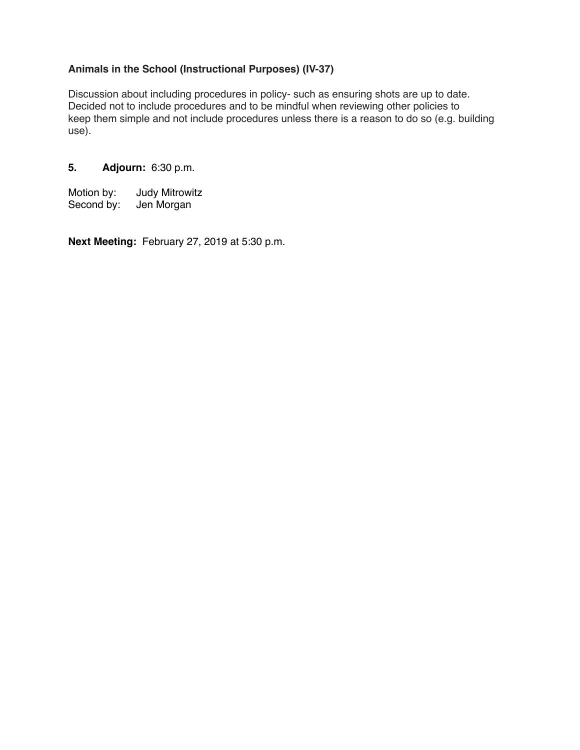**Animals in the School (Instructional Purposes) (IV-37)**

Discussion about including procedures in policy- such as ensuring shots are up to date. Decided not to include procedures and to be mindful when reviewing other policies to keep them simple and not include procedures unless there is a reason to do so (e.g. building use).

**5. Adjourn:** 6:30 p.m.

Motion by: Judy Mitrowitz
Second by: Jen Morgan

**Next Meeting:** February 27, 2019 at 5:30 p.m.